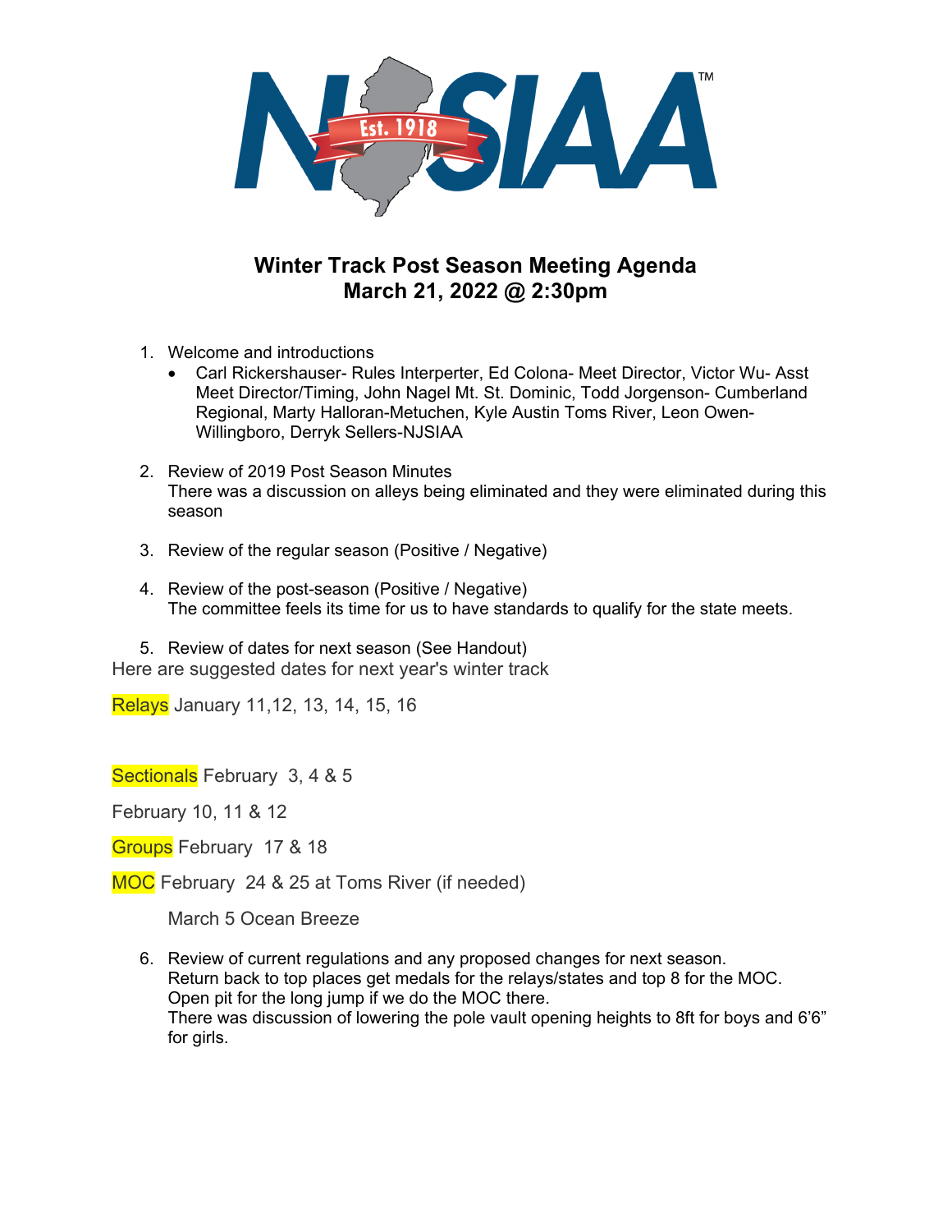# Winter Track Post Season Meeting Agenda
## March 21, 2022 @ 2:30pm

1. Welcome and introductions
   - Carl Rickershauser- Rules Interperter, Ed Colona- Meet Director, Victor Wu- Asst Meet Director/Timing, John Nagel Mt. St. Dominic, Todd Jorgenson- Cumberland Regional, Marty Halloran-Metuchen, Kyle Austin Toms River, Leon Owen-Willingboro, Derryk Sellers-NJSIAA

2. Review of 2019 Post Season Minutes
   There was a discussion on alleys being eliminated and they were eliminated during this season

3. Review of the regular season (Positive / Negative)

4. Review of the post-season (Positive / Negative)
   The committee feels its time for us to have standards to qualify for the state meets.

5. Review of dates for next season (See Handout)

Here are suggested dates for next year's winter track

Relays January 11,12, 13, 14, 15, 16

Sectionals February 3, 4 & 5

February 10, 11 & 12

Groups February 17 & 18

MOC February 24 & 25 at Toms River (if needed)

March 5 Ocean Breeze

6. Review of current regulations and any proposed changes for next season.
   Return back to top places get medals for the relays/states and top 8 for the MOC.
   Open pit for the long jump if we do the MOC there.
   There was discussion of lowering the pole vault opening heights to 8ft for boys and 6'6" for girls.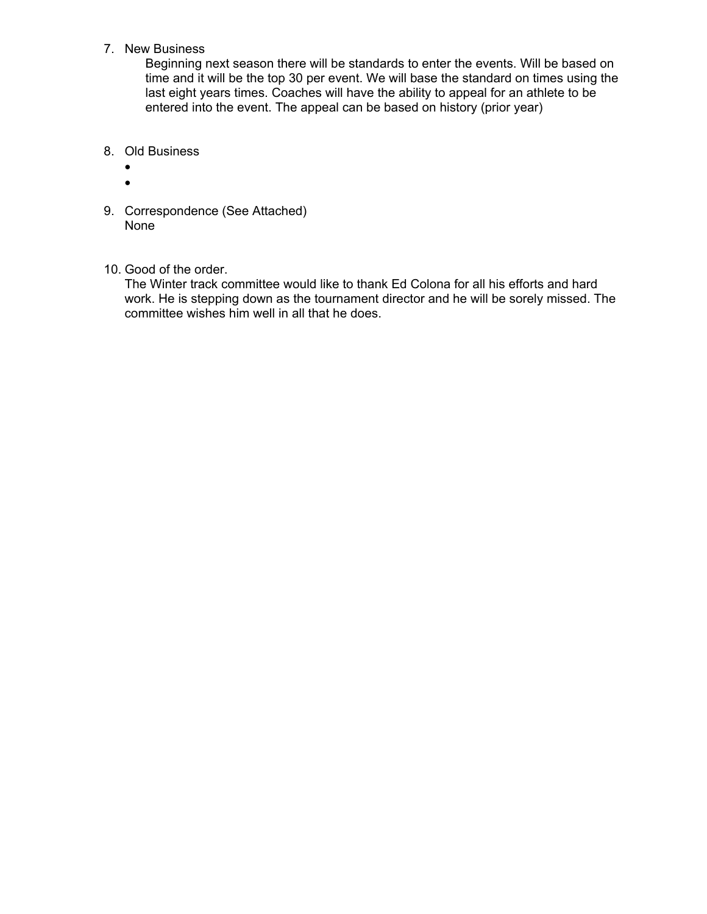7. New Business

   Beginning next season there will be standards to enter the events. Will be based on time and it will be the top 30 per event. We will base the standard on times using the last eight years times. Coaches will have the ability to appeal for an athlete to be entered into the event. The appeal can be based on history (prior year)

8. Old Business

   -
   -

9. Correspondence (See Attached)

   None

10. Good of the order.

    The Winter track committee would like to thank Ed Colona for all his efforts and hard work. He is stepping down as the tournament director and he will be sorely missed. The committee wishes him well in all that he does.